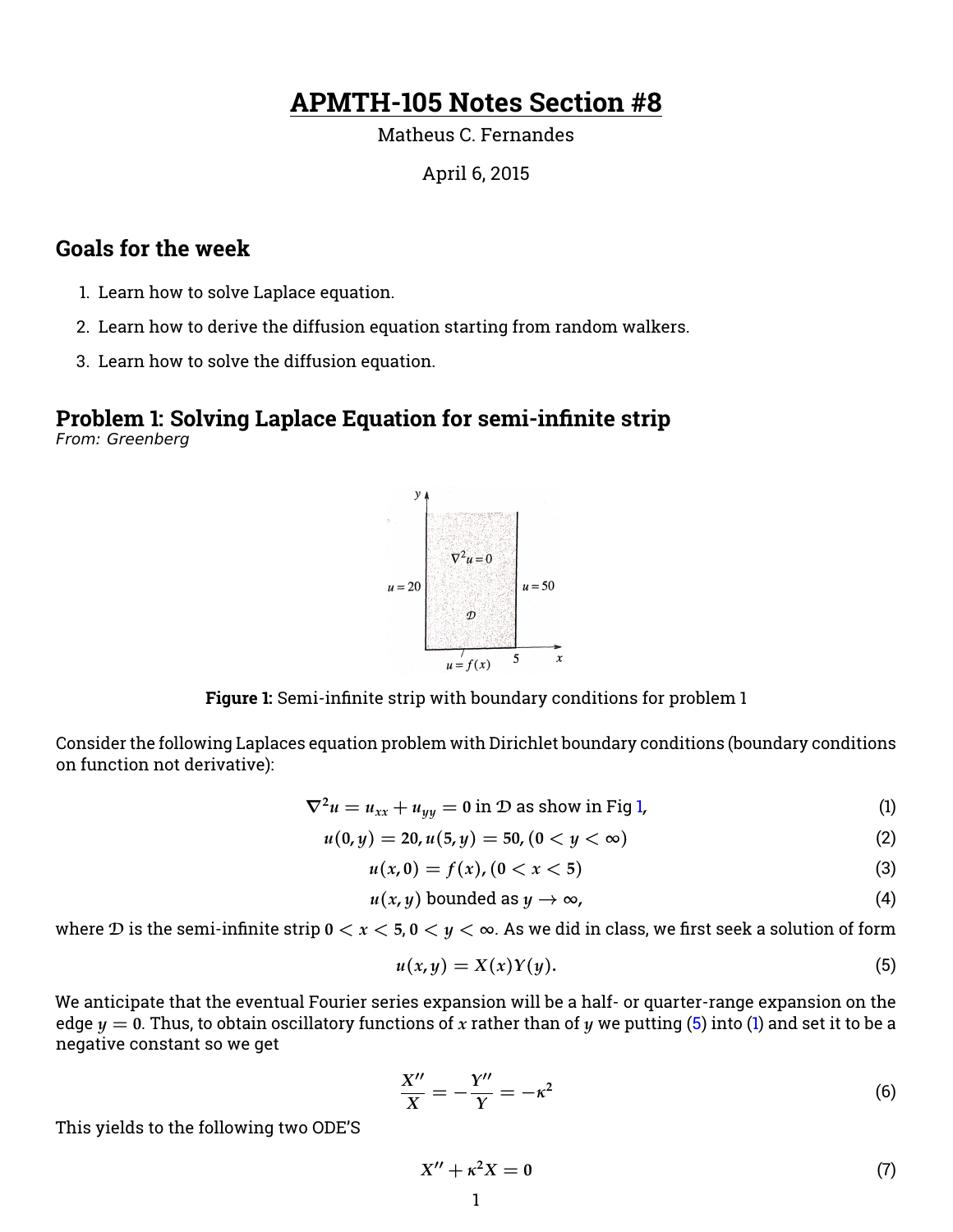# APMTH-105 Notes Section #8

Matheus C. Fernandes

April 6, 2015

## Goals for the week

1. Learn how to solve Laplace equation.
2. Learn how to derive the diffusion equation starting from random walkers.
3. Learn how to solve the diffusion equation.

## Problem 1: Solving Laplace Equation for semi-infinite strip

*From: Greenberg*

**Figure 1:** Semi-infinite strip with boundary conditions for problem 1

Consider the following Laplaces equation problem with Dirichlet boundary conditions (boundary conditions on function not derivative):

$$\nabla^2 u = u_{xx} + u_{yy} = 0 \text{ in } \mathcal{D} \text{ as show in Fig 1,} \tag{1}$$

$$u(0, y) = 20, u(5, y) = 50, (0 < y < \infty) \tag{2}$$

$$u(x, 0) = f(x), (0 < x < 5) \tag{3}$$

$$u(x, y) \text{ bounded as } y \to \infty, \tag{4}$$

where $\mathcal{D}$ is the semi-infinite strip $0 < x < 5, 0 < y < \infty$. As we did in class, we first seek a solution of form

$$u(x, y) = X(x)Y(y). \tag{5}$$

We anticipate that the eventual Fourier series expansion will be a half- or quarter-range expansion on the edge $y = 0$. Thus, to obtain oscillatory functions of $x$ rather than of $y$ we putting (5) into (1) and set it to be a negative constant so we get

$$\frac{X''}{X} = -\frac{Y''}{Y} = -\kappa^2 \tag{6}$$

This yields to the following two ODE'S

$$X'' + \kappa^2 X = 0 \tag{7}$$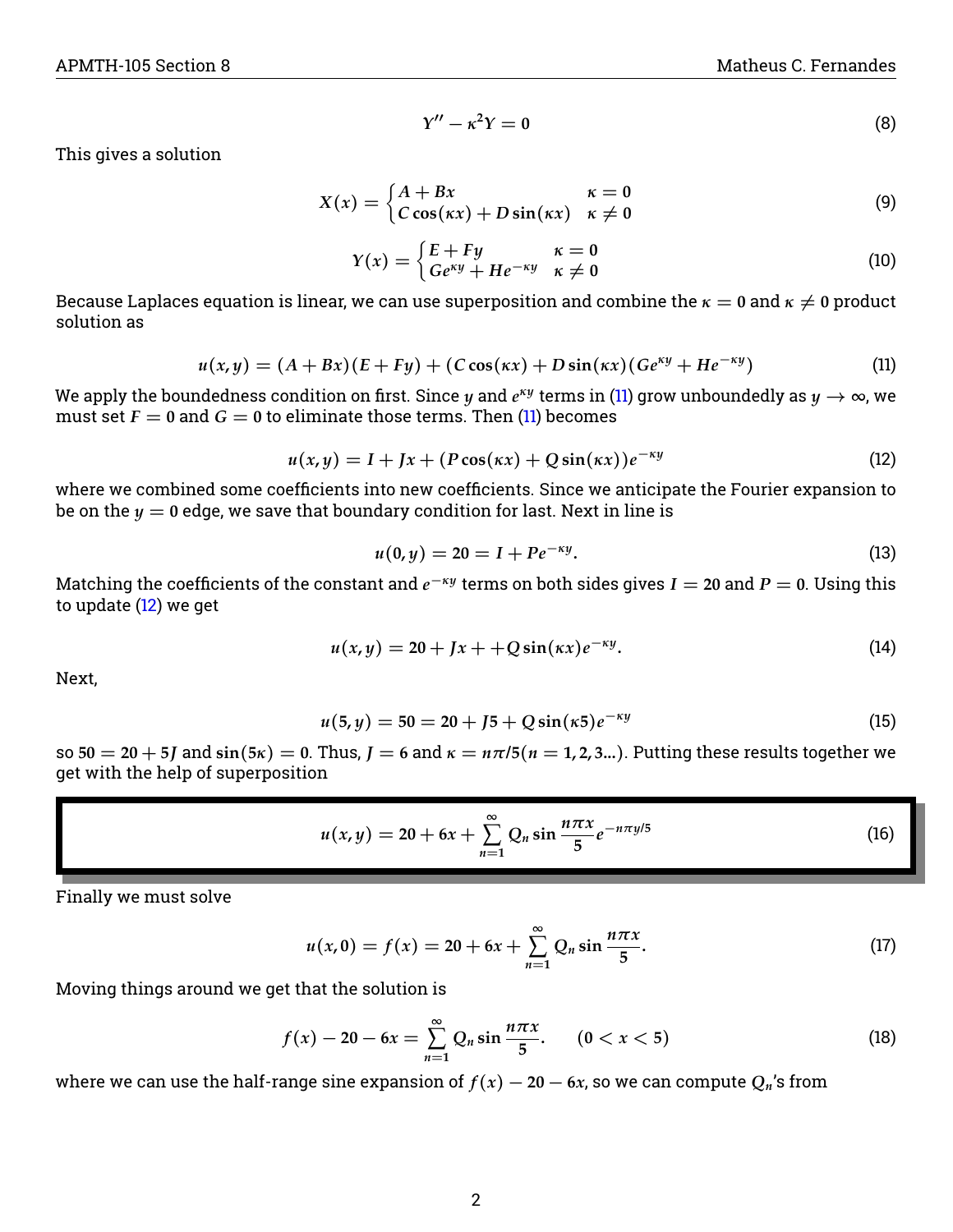$$Y'' - \kappa^2 Y = 0 \tag{8}$$

This gives a solution

$$X(x) = \begin{cases} A + Bx & \kappa = 0 \\ C\cos(\kappa x) + D\sin(\kappa x) & \kappa \neq 0 \end{cases} \tag{9}$$

$$Y(x) = \begin{cases} E + Fy & \kappa = 0 \\ Ge^{\kappa y} + He^{-\kappa y} & \kappa \neq 0 \end{cases} \tag{10}$$

Because Laplaces equation is linear, we can use superposition and combine the $\kappa = 0$ and $\kappa \neq 0$ product solution as

$$u(x, y) = (A + Bx)(E + Fy) + (C\cos(\kappa x) + D\sin(\kappa x)(Ge^{\kappa y} + He^{-\kappa y}) \tag{11}$$

We apply the boundedness condition on first. Since $y$ and $e^{\kappa y}$ terms in (11) grow unboundedly as $y \to \infty$, we must set $F = 0$ and $G = 0$ to eliminate those terms. Then (11) becomes

$$u(x, y) = I + Jx + (P\cos(\kappa x) + Q\sin(\kappa x))e^{-\kappa y} \tag{12}$$

where we combined some coefficients into new coefficients. Since we anticipate the Fourier expansion to be on the $y = 0$ edge, we save that boundary condition for last. Next in line is

$$u(0, y) = 20 = I + Pe^{-\kappa y}. \tag{13}$$

Matching the coefficients of the constant and $e^{-\kappa y}$ terms on both sides gives $I = 20$ and $P = 0$. Using this to update (12) we get

$$u(x, y) = 20 + Jx + +Q\sin(\kappa x)e^{-\kappa y}. \tag{14}$$

Next,

$$u(5, y) = 50 = 20 + J5 + Q\sin(\kappa 5)e^{-\kappa y} \tag{15}$$

so $50 = 20 + 5J$ and $\sin(5\kappa) = 0$. Thus, $J = 6$ and $\kappa = n\pi/5 (n = 1, 2, 3...)$. Putting these results together we get with the help of superposition

$$u(x, y) = 20 + 6x + \sum_{n=1}^{\infty} Q_n \sin\frac{n\pi x}{5} e^{-n\pi y/5} \tag{16}$$

Finally we must solve

$$u(x, 0) = f(x) = 20 + 6x + \sum_{n=1}^{\infty} Q_n \sin\frac{n\pi x}{5}. \tag{17}$$

Moving things around we get that the solution is

$$f(x) - 20 - 6x = \sum_{n=1}^{\infty} Q_n \sin\frac{n\pi x}{5}. \qquad (0 < x < 5) \tag{18}$$

where we can use the half-range sine expansion of $f(x) - 20 - 6x$, so we can compute $Q_n$'s from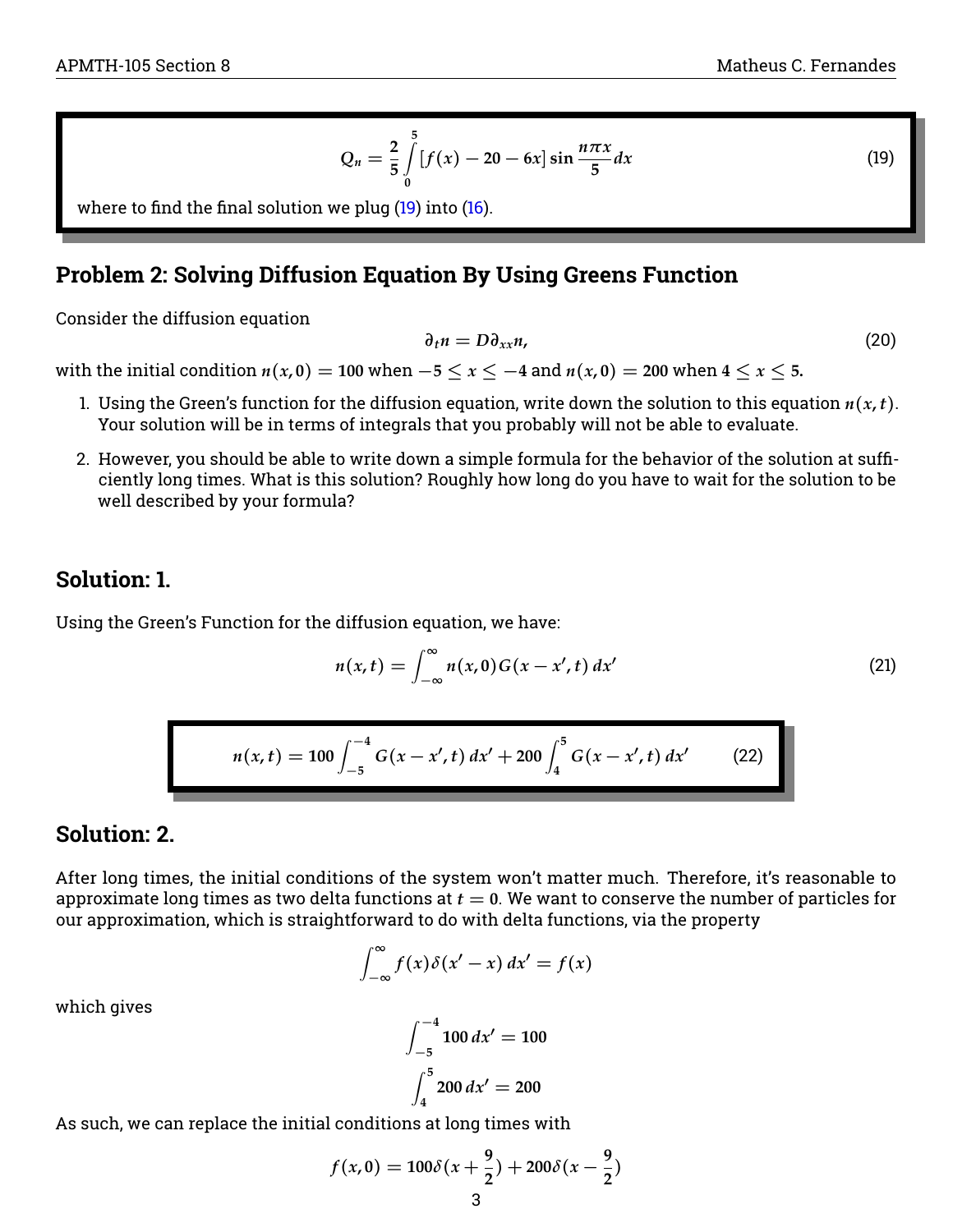$$Q_n = \frac{2}{5}\int_0^5 [f(x) - 20 - 6x]\sin\frac{n\pi x}{5}dx \tag{19}$$

where to find the final solution we plug (19) into (16).

## Problem 2: Solving Diffusion Equation By Using Greens Function

Consider the diffusion equation

$$\partial_t n = D\partial_{xx} n, \tag{20}$$

with the initial condition $n(x,0) = 100$ when $-5 \leq x \leq -4$ and $n(x,0) = 200$ when $4 \leq x \leq 5$.

1. Using the Green's function for the diffusion equation, write down the solution to this equation $n(x,t)$. Your solution will be in terms of integrals that you probably will not be able to evaluate.
2. However, you should be able to write down a simple formula for the behavior of the solution at sufficiently long times. What is this solution? Roughly how long do you have to wait for the solution to be well described by your formula?

## Solution: 1.

Using the Green's Function for the diffusion equation, we have:

$$n(x,t) = \int_{-\infty}^{\infty} n(x,0)G(x-x',t)\,dx' \tag{21}$$

$$n(x,t) = 100\int_{-5}^{-4} G(x-x',t)\,dx' + 200\int_{4}^{5} G(x-x',t)\,dx' \tag{22}$$

## Solution: 2.

After long times, the initial conditions of the system won't matter much. Therefore, it's reasonable to approximate long times as two delta functions at $t=0$. We want to conserve the number of particles for our approximation, which is straightforward to do with delta functions, via the property

$$\int_{-\infty}^{\infty} f(x)\delta(x'-x)\,dx' = f(x)$$

which gives

$$\int_{-5}^{-4} 100\,dx' = 100$$

$$\int_{4}^{5} 200\,dx' = 200$$

As such, we can replace the initial conditions at long times with

$$f(x,0) = 100\delta(x+\frac{9}{2}) + 200\delta(x-\frac{9}{2})$$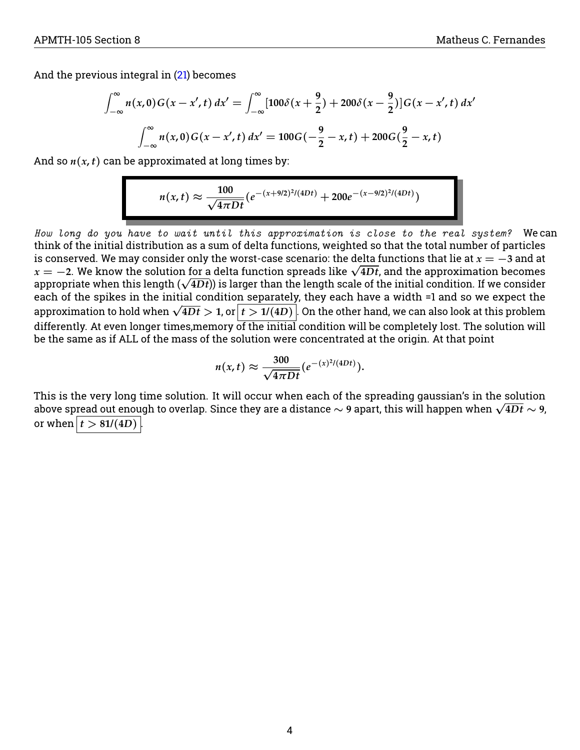And the previous integral in (21) becomes

$$\int_{-\infty}^{\infty} n(x,0)G(x-x',t)\,dx' = \int_{-\infty}^{\infty} [100\delta(x+\frac{9}{2}) + 200\delta(x-\frac{9}{2})]G(x-x',t)\,dx'$$

$$\int_{-\infty}^{\infty} n(x,0)G(x-x',t)\,dx' = 100G(-\frac{9}{2}-x,t) + 200G(\frac{9}{2}-x,t)$$

And so $n(x,t)$ can be approximated at long times by:

$$\boxed{n(x,t) \approx \frac{100}{\sqrt{4\pi Dt}}(e^{-(x+9/2)^2/(4Dt)} + 200e^{-(x-9/2)^2/(4Dt)})}$$

*How long do you have to wait until this approximation is close to the real system?* We can think of the initial distribution as a sum of delta functions, weighted so that the total number of particles is conserved. We may consider only the worst-case scenario: the delta functions that lie at $x=-3$ and at $x=-2$. We know the solution for a delta function spreads like $\sqrt{4Dt}$, and the approximation becomes appropriate when this length ($\sqrt{4Dt}$)) is larger than the length scale of the initial condition. If we consider each of the spikes in the initial condition separately, they each have a width =1 and so we expect the approximation to hold when $\sqrt{4Dt} > 1$, or $\boxed{t > 1/(4D)}$. On the other hand, we can also look at this problem differently. At even longer times,memory of the initial condition will be completely lost. The solution will be the same as if ALL of the mass of the solution were concentrated at the origin. At that point

$$n(x,t) \approx \frac{300}{\sqrt{4\pi Dt}}(e^{-(x)^2/(4Dt)}).$$

This is the very long time solution. It will occur when each of the spreading gaussian's in the solution above spread out enough to overlap. Since they are a distance $\sim 9$ apart, this will happen when $\sqrt{4Dt} \sim 9$, or when $\boxed{t > 81/(4D)}$.